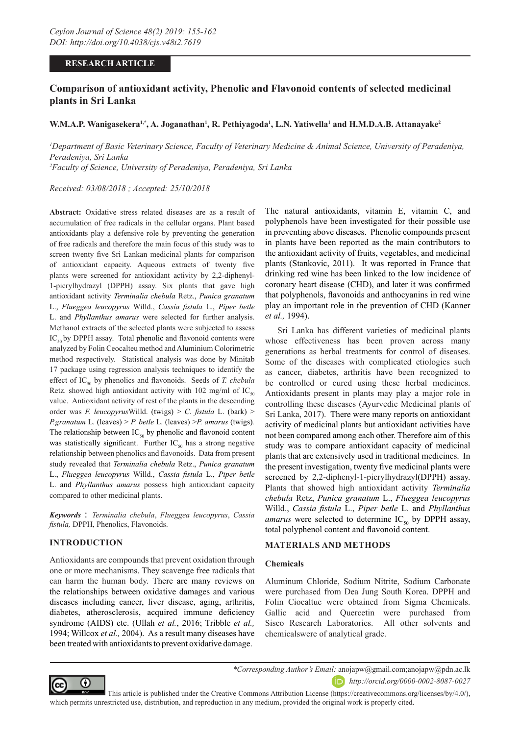RESEARCH ARTICLE

# Comparison of antioxidant activity, Phenolic and Flavonoid contents of selected medicinal plants in Sri Lanka

**W.M.A.P. Wanigasekera[1,*], A. Joganathan[1], R. Pethiyagoda[1], L.N. Yatiwella[1] and H.M.D.A.B. Attanayake[2]**

*[1]Department of Basic Veterinary Science, Faculty of Veterinary Medicine & Animal Science, University of Peradeniya, Peradeniya, Sri Lanka*
*[2]Faculty of Science, University of Peradeniya, Peradeniya, Sri Lanka*

*Received: 03/08/2018 ; Accepted: 25/10/2018*

**Abstract:** Oxidative stress related diseases are as a result of accumulation of free radicals in the cellular organs. Plant based antioxidants play a defensive role by preventing the generation of free radicals and therefore the main focus of this study was to screen twenty five Sri Lankan medicinal plants for comparison of antioxidant capacity. Aqueous extracts of twenty five plants were screened for antioxidant activity by 2,2-diphenyl-1-picrylhydrazyl (DPPH) assay. Six plants that gave high antioxidant activity *Terminalia chebula* Retz., *Punica granatum* L., *Flueggea leucopyrus* Willd., *Cassia fistula* L., *Piper betle* L. and *Phyllanthus amarus* were selected for further analysis. Methanol extracts of the selected plants were subjected to assess $IC_{50}$ by DPPH assay. Total phenolic and flavonoid contents were analyzed by Folin Ceocalteu method and Aluminium Colorimetric method respectively. Statistical analysis was done by Minitab 17 package using regression analysis techniques to identify the effect of $IC_{50}$ by phenolics and flavonoids. Seeds of *T. chebula* Retz. showed high antioxidant activity with 102 mg/ml of $IC_{50}$ value. Antioxidant activity of rest of the plants in the descending order was *F. leucopyrus*Willd. (twigs) > *C. fistula* L. (bark) > *P.granatum* L. (leaves) > *P. betle* L. (leaves) >*P. amarus* (twigs). The relationship between $IC_{50}$ by phenolic and flavonoid content was statistically significant. Further $IC_{50}$ has a strong negative relationship between phenolics and flavonoids. Data from present study revealed that *Terminalia chebula* Retz., *Punica granatum* L., *Flueggea leucopyrus* Willd., *Cassia fistula* L., *Piper betle* L. and *Phyllanthus amarus* possess high antioxidant capacity compared to other medicinal plants.

***Keywords*** : *Terminalia chebula*, *Flueggea leucopyrus*, *Cassia fistula,* DPPH, Phenolics, Flavonoids.

## INTRODUCTION

Antioxidants are compounds that prevent oxidation through one or more mechanisms. They scavenge free radicals that can harm the human body. There are many reviews on the relationships between oxidative damages and various diseases including cancer, liver disease, aging, arthritis, diabetes, atherosclerosis, acquired immune deficiency syndrome (AIDS) etc. (Ullah *et al.*, 2016; Tribble *et al.,* 1994; Willcox *et al.,* 2004). As a result many diseases have been treated with antioxidants to prevent oxidative damage.

The natural antioxidants, vitamin E, vitamin C, and polyphenols have been investigated for their possible use in preventing above diseases. Phenolic compounds present in plants have been reported as the main contributors to the antioxidant activity of fruits, vegetables, and medicinal plants (Stankovic, 2011). It was reported in France that drinking red wine has been linked to the low incidence of coronary heart disease (CHD), and later it was confirmed that polyphenols, flavonoids and anthocyanins in red wine play an important role in the prevention of CHD (Kanner *et al.,* 1994).

Sri Lanka has different varieties of medicinal plants whose effectiveness has been proven across many generations as herbal treatments for control of diseases. Some of the diseases with complicated etiologies such as cancer, diabetes, arthritis have been recognized to be controlled or cured using these herbal medicines. Antioxidants present in plants may play a major role in controlling these diseases (Ayurvedic Medicinal plants of Sri Lanka, 2017). There were many reports on antioxidant activity of medicinal plants but antioxidant activities have not been compared among each other. Therefore aim of this study was to compare antioxidant capacity of medicinal plants that are extensively used in traditional medicines. In the present investigation, twenty five medicinal plants were screened by 2,2-diphenyl-1-picrylhydrazyl(DPPH) assay. Plants that showed high antioxidant activity *Terminalia chebula* Retz, *Punica granatum* L., *Flueggea leucopyrus* Willd., *Cassia fistula* L., *Piper betle* L. and *Phyllanthus amarus* were selected to determine $IC_{50}$ by DPPH assay, total polyphenol content and flavonoid content.

## MATERIALS AND METHODS

### Chemicals

Aluminum Chloride, Sodium Nitrite, Sodium Carbonate were purchased from Dea Jung South Korea. DPPH and Folin Ciocaltue were obtained from Sigma Chemicals. Gallic acid and Quercetin were purchased from Sisco Research Laboratories. All other solvents and chemicalswere of analytical grade.

*\*Corresponding Author's Email:* anojapw@gmail.com;anojapw@pdn.ac.lk
*http://orcid.org/0000-0002-8087-0027*

This article is published under the Creative Commons Attribution License (https://creativecommons.org/licenses/by/4.0/), which permits unrestricted use, distribution, and reproduction in any medium, provided the original work is properly cited.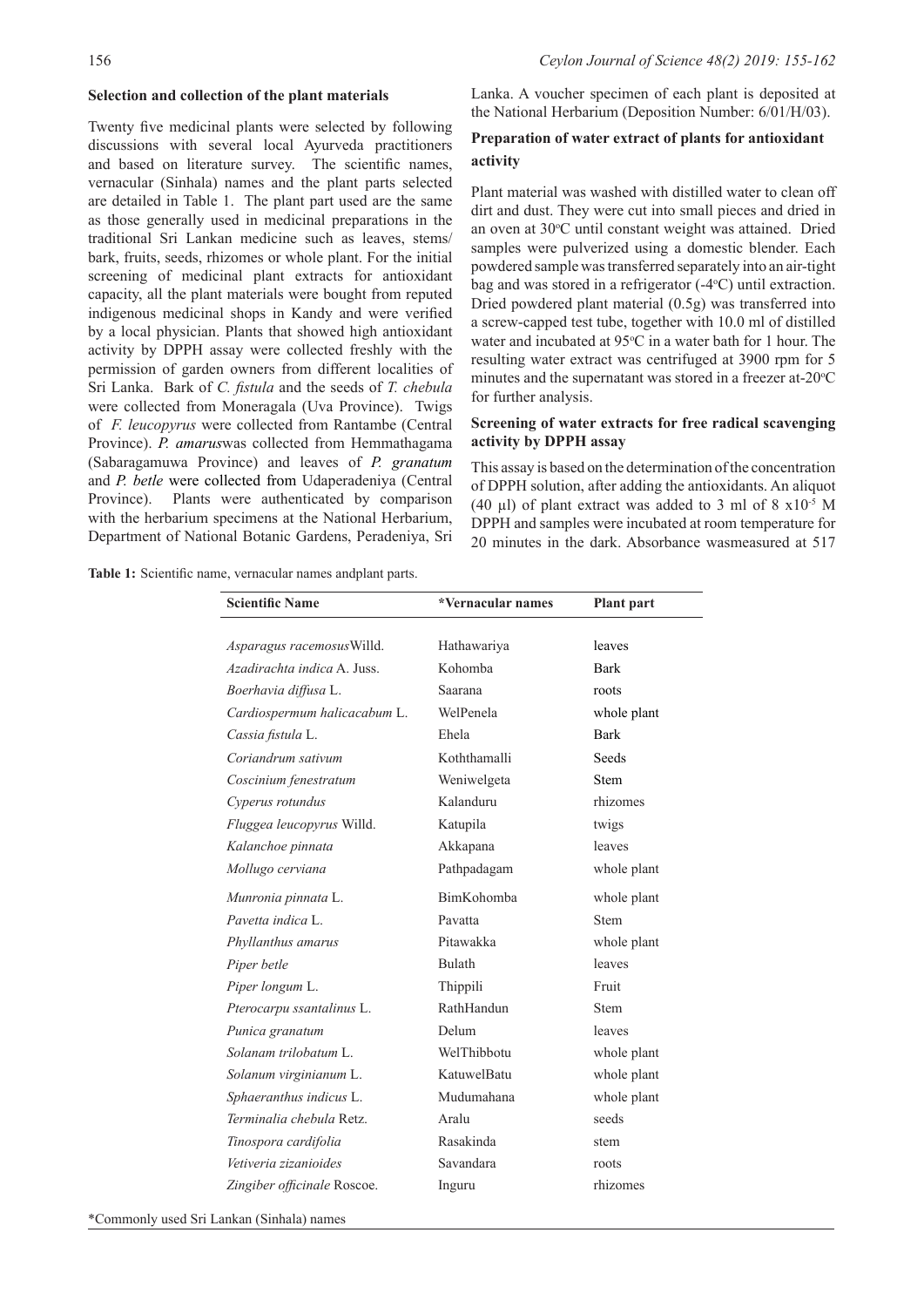### Selection and collection of the plant materials

Twenty five medicinal plants were selected by following discussions with several local Ayurveda practitioners and based on literature survey. The scientific names, vernacular (Sinhala) names and the plant parts selected are detailed in Table 1. The plant part used are the same as those generally used in medicinal preparations in the traditional Sri Lankan medicine such as leaves, stems/bark, fruits, seeds, rhizomes or whole plant. For the initial screening of medicinal plant extracts for antioxidant capacity, all the plant materials were bought from reputed indigenous medicinal shops in Kandy and were verified by a local physician. Plants that showed high antioxidant activity by DPPH assay were collected freshly with the permission of garden owners from different localities of Sri Lanka. Bark of *C. fistula* and the seeds of *T. chebula* were collected from Moneragala (Uva Province). Twigs of *F. leucopyrus* were collected from Rantambe (Central Province). *P. amarus*was collected from Hemmathagama (Sabaragamuwa Province) and leaves of *P. granatum* and *P. betle* were collected from Udaperadeniya (Central Province). Plants were authenticated by comparison with the herbarium specimens at the National Herbarium, Department of National Botanic Gardens, Peradeniya, Sri Lanka. A voucher specimen of each plant is deposited at the National Herbarium (Deposition Number: 6/01/H/03).

### Preparation of water extract of plants for antioxidant activity

Plant material was washed with distilled water to clean off dirt and dust. They were cut into small pieces and dried in an oven at 30°C until constant weight was attained. Dried samples were pulverized using a domestic blender. Each powdered sample was transferred separately into an air-tight bag and was stored in a refrigerator (-4°C) until extraction. Dried powdered plant material (0.5g) was transferred into a screw-capped test tube, together with 10.0 ml of distilled water and incubated at 95°C in a water bath for 1 hour. The resulting water extract was centrifuged at 3900 rpm for 5 minutes and the supernatant was stored in a freezer at-20°C for further analysis.

### Screening of water extracts for free radical scavenging activity by DPPH assay

This assay is based on the determination of the concentration of DPPH solution, after adding the antioxidants. An aliquot (40 µl) of plant extract was added to 3 ml of 8 $x10^{-5}$ M DPPH and samples were incubated at room temperature for 20 minutes in the dark. Absorbance wasmeasured at 517

**Table 1:** Scientific name, vernacular names andplant parts.

| Scientific Name | *Vernacular names | Plant part |
|---|---|---|
| *Asparagus racemosus*Willd. | Hathawariya | leaves |
| *Azadirachta indica* A. Juss. | Kohomba | Bark |
| *Boerhavia diffusa* L. | Saarana | roots |
| *Cardiospermum halicacabum* L. | WelPenela | whole plant |
| *Cassia fistula* L. | Ehela | Bark |
| *Coriandrum sativum* | Koththamalli | Seeds |
| *Coscinium fenestratum* | Weniwelgeta | Stem |
| *Cyperus rotundus* | Kalanduru | rhizomes |
| *Fluggea leucopyrus* Willd. | Katupila | twigs |
| *Kalanchoe pinnata* | Akkapana | leaves |
| *Mollugo cerviana* | Pathpadagam | whole plant |
| *Munronia pinnata* L. | BimKohomba | whole plant |
| *Pavetta indica* L. | Pavatta | Stem |
| *Phyllanthus amarus* | Pitawakka | whole plant |
| *Piper betle* | Bulath | leaves |
| *Piper longum* L. | Thippili | Fruit |
| *Pterocarpu ssantalinus* L. | RathHandun | Stem |
| *Punica granatum* | Delum | leaves |
| *Solanam trilobatum* L. | WelThibbotu | whole plant |
| *Solanum virginianum* L. | KatuwelBatu | whole plant |
| *Sphaeranthus indicus* L. | Mudumahana | whole plant |
| *Terminalia chebula* Retz. | Aralu | seeds |
| *Tinospora cardifolia* | Rasakinda | stem |
| *Vetiveria zizanioides* | Savandara | roots |
| *Zingiber officinale* Roscoe. | Inguru | rhizomes |

*Commonly used Sri Lankan (Sinhala) names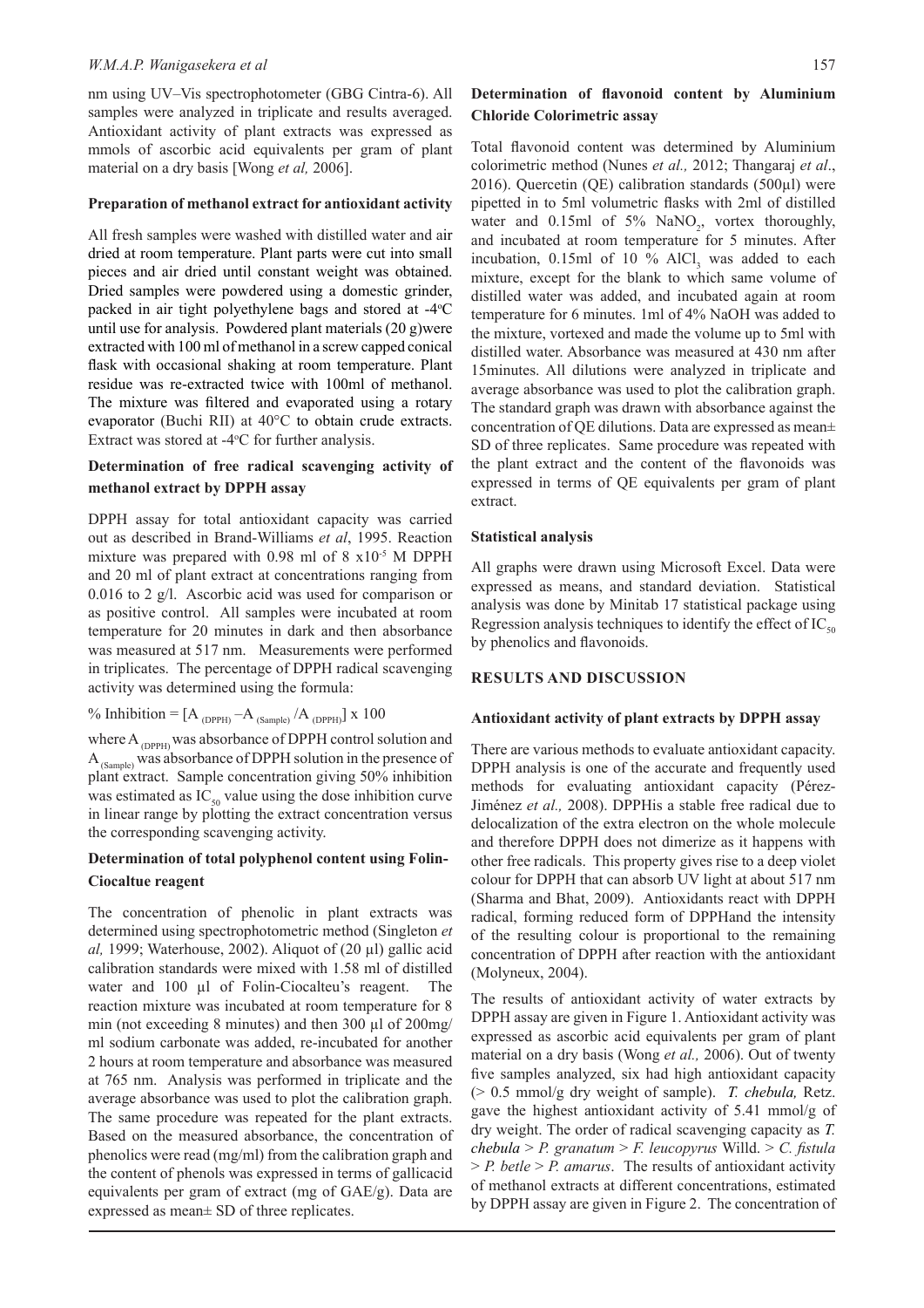nm using UV–Vis spectrophotometer (GBG Cintra-6). All samples were analyzed in triplicate and results averaged. Antioxidant activity of plant extracts was expressed as mmols of ascorbic acid equivalents per gram of plant material on a dry basis [Wong *et al,* 2006].

#### Preparation of methanol extract for antioxidant activity

All fresh samples were washed with distilled water and air dried at room temperature. Plant parts were cut into small pieces and air dried until constant weight was obtained. Dried samples were powdered using a domestic grinder, packed in air tight polyethylene bags and stored at -4$^o$C until use for analysis. Powdered plant materials (20 g)were extracted with 100 ml of methanol in a screw capped conical flask with occasional shaking at room temperature. Plant residue was re-extracted twice with 100ml of methanol. The mixture was filtered and evaporated using a rotary evaporator (Buchi RII) at 40°C to obtain crude extracts. Extract was stored at -4$^o$C for further analysis.

#### Determination of free radical scavenging activity of methanol extract by DPPH assay

DPPH assay for total antioxidant capacity was carried out as described in Brand-Williams *et al*, 1995. Reaction mixture was prepared with 0.98 ml of 8 x$10^{-5}$ M DPPH and 20 ml of plant extract at concentrations ranging from 0.016 to 2 g/l. Ascorbic acid was used for comparison or as positive control. All samples were incubated at room temperature for 20 minutes in dark and then absorbance was measured at 517 nm. Measurements were performed in triplicates. The percentage of DPPH radical scavenging activity was determined using the formula:

$$\% \text{ Inhibition} = [A_{(DPPH)} - A_{(Sample)} / A_{(DPPH)}] \times 100$$

where $A_{(DPPH)}$ was absorbance of DPPH control solution and $A_{(Sample)}$ was absorbance of DPPH solution in the presence of plant extract. Sample concentration giving 50% inhibition was estimated as $IC_{50}$ value using the dose inhibition curve in linear range by plotting the extract concentration versus the corresponding scavenging activity.

#### Determination of total polyphenol content using Folin-Ciocaltue reagent

The concentration of phenolic in plant extracts was determined using spectrophotometric method (Singleton *et al,* 1999; Waterhouse, 2002). Aliquot of (20 µl) gallic acid calibration standards were mixed with 1.58 ml of distilled water and 100 µl of Folin-Ciocalteu's reagent. The reaction mixture was incubated at room temperature for 8 min (not exceeding 8 minutes) and then 300 µl of 200mg/ml sodium carbonate was added, re-incubated for another 2 hours at room temperature and absorbance was measured at 765 nm. Analysis was performed in triplicate and the average absorbance was used to plot the calibration graph. The same procedure was repeated for the plant extracts. Based on the measured absorbance, the concentration of phenolics were read (mg/ml) from the calibration graph and the content of phenols was expressed in terms of gallicacid equivalents per gram of extract (mg of GAE/g). Data are expressed as mean± SD of three replicates.

#### Determination of flavonoid content by Aluminium Chloride Colorimetric assay

Total flavonoid content was determined by Aluminium colorimetric method (Nunes *et al.,* 2012; Thangaraj *et al*., 2016). Quercetin (QE) calibration standards (500µl) were pipetted in to 5ml volumetric flasks with 2ml of distilled water and 0.15ml of 5% $NaNO_2$, vortex thoroughly, and incubated at room temperature for 5 minutes. After incubation, 0.15ml of 10 % $AlCl_3$ was added to each mixture, except for the blank to which same volume of distilled water was added, and incubated again at room temperature for 6 minutes. 1ml of 4% NaOH was added to the mixture, vortexed and made the volume up to 5ml with distilled water. Absorbance was measured at 430 nm after 15minutes. All dilutions were analyzed in triplicate and average absorbance was used to plot the calibration graph. The standard graph was drawn with absorbance against the concentration of QE dilutions. Data are expressed as mean± SD of three replicates. Same procedure was repeated with the plant extract and the content of the flavonoids was expressed in terms of QE equivalents per gram of plant extract.

#### Statistical analysis

All graphs were drawn using Microsoft Excel. Data were expressed as means, and standard deviation. Statistical analysis was done by Minitab 17 statistical package using Regression analysis techniques to identify the effect of $IC_{50}$ by phenolics and flavonoids.

## RESULTS AND DISCUSSION

#### Antioxidant activity of plant extracts by DPPH assay

There are various methods to evaluate antioxidant capacity. DPPH analysis is one of the accurate and frequently used methods for evaluating antioxidant capacity (Pérez-Jiménez *et al.,* 2008). DPPHis a stable free radical due to delocalization of the extra electron on the whole molecule and therefore DPPH does not dimerize as it happens with other free radicals. This property gives rise to a deep violet colour for DPPH that can absorb UV light at about 517 nm (Sharma and Bhat, 2009). Antioxidants react with DPPH radical, forming reduced form of DPPHand the intensity of the resulting colour is proportional to the remaining concentration of DPPH after reaction with the antioxidant (Molyneux, 2004).

The results of antioxidant activity of water extracts by DPPH assay are given in Figure 1. Antioxidant activity was expressed as ascorbic acid equivalents per gram of plant material on a dry basis (Wong *et al.,* 2006). Out of twenty five samples analyzed, six had high antioxidant capacity (> 0.5 mmol/g dry weight of sample). *T. chebula,* Retz. gave the highest antioxidant activity of 5.41 mmol/g of dry weight. The order of radical scavenging capacity as *T. chebula* > *P. granatum* > *F. leucopyrus* Willd. > *C. fistula* > *P. betle* > *P. amarus*. The results of antioxidant activity of methanol extracts at different concentrations, estimated by DPPH assay are given in Figure 2. The concentration of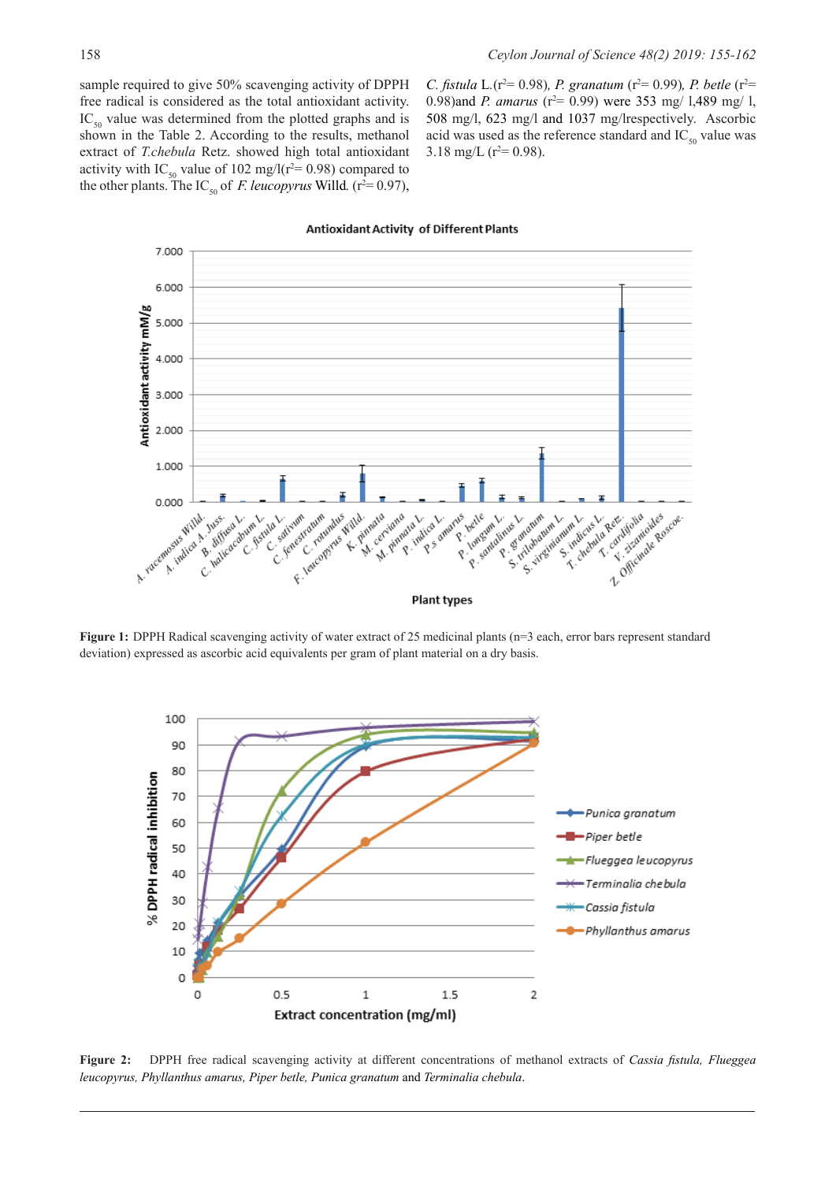sample required to give 50% scavenging activity of DPPH free radical is considered as the total antioxidant activity. $IC_{50}$ value was determined from the plotted graphs and is shown in the Table 2. According to the results, methanol extract of *T.chebula* Retz. showed high total antioxidant activity with $IC_{50}$ value of 102 mg/l($r^2$= 0.98) compared to the other plants. The $IC_{50}$ of *F. leucopyrus* Willd. ($r^2$= 0.97), *C. fistula* L.($r^2$= 0.98), *P. granatum* ($r^2$= 0.99), *P. betle* ($r^2$= 0.98)and *P. amarus* ($r^2$= 0.99) were 353 mg/ l,489 mg/ l, 508 mg/l, 623 mg/l and 1037 mg/lrespectively. Ascorbic acid was used as the reference standard and $IC_{50}$ value was 3.18 mg/L ($r^2$= 0.98).

**Figure 1:** DPPH Radical scavenging activity of water extract of 25 medicinal plants (n=3 each, error bars represent standard deviation) expressed as ascorbic acid equivalents per gram of plant material on a dry basis.

**Figure 2:** DPPH free radical scavenging activity at different concentrations of methanol extracts of *Cassia fistula, Flueggea leucopyrus, Phyllanthus amarus, Piper betle, Punica granatum* and *Terminalia chebula*.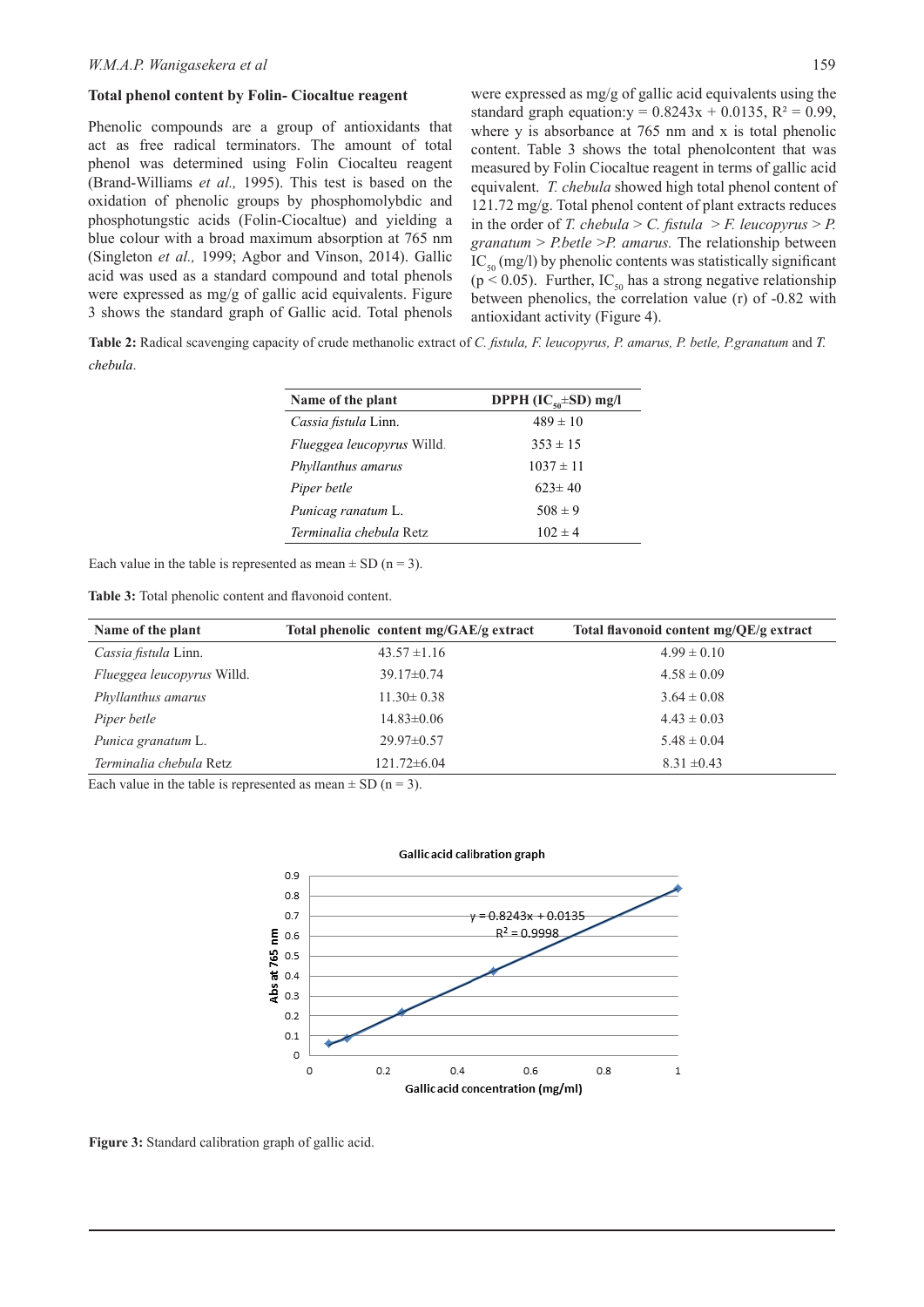### Total phenol content by Folin- Ciocaltue reagent

Phenolic compounds are a group of antioxidants that act as free radical terminators. The amount of total phenol was determined using Folin Ciocalteu reagent (Brand-Williams *et al.,* 1995). This test is based on the oxidation of phenolic groups by phosphomolybdic and phosphotungstic acids (Folin-Ciocaltue) and yielding a blue colour with a broad maximum absorption at 765 nm (Singleton *et al.,* 1999; Agbor and Vinson, 2014). Gallic acid was used as a standard compound and total phenols were expressed as mg/g of gallic acid equivalents. Figure 3 shows the standard graph of Gallic acid. Total phenols were expressed as mg/g of gallic acid equivalents using the standard graph equation:$y = 0.8243x + 0.0135$, $R^2 = 0.99$, where y is absorbance at 765 nm and x is total phenolic content. Table 3 shows the total phenolcontent that was measured by Folin Ciocaltue reagent in terms of gallic acid equivalent. *T. chebula* showed high total phenol content of 121.72 mg/g. Total phenol content of plant extracts reduces in the order of *T. chebula* > *C. fistula* > *F. leucopyrus* > *P. granatum* > *P.betle* >*P. amarus.* The relationship between $IC_{50}$ (mg/l) by phenolic contents was statistically significant ($p < 0.05$). Further, $IC_{50}$ has a strong negative relationship between phenolics, the correlation value (r) of -0.82 with antioxidant activity (Figure 4).

**Table 2:** Radical scavenging capacity of crude methanolic extract of *C. fistula, F. leucopyrus, P. amarus, P. betle, P.granatum* and *T. chebula*.

| Name of the plant | DPPH ($IC_{50}$±SD) mg/l |
|---|---|
| *Cassia fistula* Linn. | 489 ± 10 |
| *Flueggea leucopyrus* Willd. | 353 ± 15 |
| *Phyllanthus amarus* | 1037 ± 11 |
| *Piper betle* | 623± 40 |
| *Punicag ranatum* L. | 508 ± 9 |
| *Terminalia chebula* Retz | 102 ± 4 |

Each value in the table is represented as mean ± SD (n = 3).

**Table 3:** Total phenolic content and flavonoid content.

| Name of the plant | Total phenolic content mg/GAE/g extract | Total flavonoid content mg/QE/g extract |
|---|---|---|
| *Cassia fistula* Linn. | 43.57 ±1.16 | 4.99 ± 0.10 |
| *Flueggea leucopyrus* Willd. | 39.17±0.74 | 4.58 ± 0.09 |
| *Phyllanthus amarus* | 11.30± 0.38 | 3.64 ± 0.08 |
| *Piper betle* | 14.83±0.06 | 4.43 ± 0.03 |
| *Punica granatum* L. | 29.97±0.57 | 5.48 ± 0.04 |
| *Terminalia chebula* Retz | 121.72±6.04 | 8.31 ±0.43 |

Each value in the table is represented as mean ± SD (n = 3).

**Figure 3:** Standard calibration graph of gallic acid.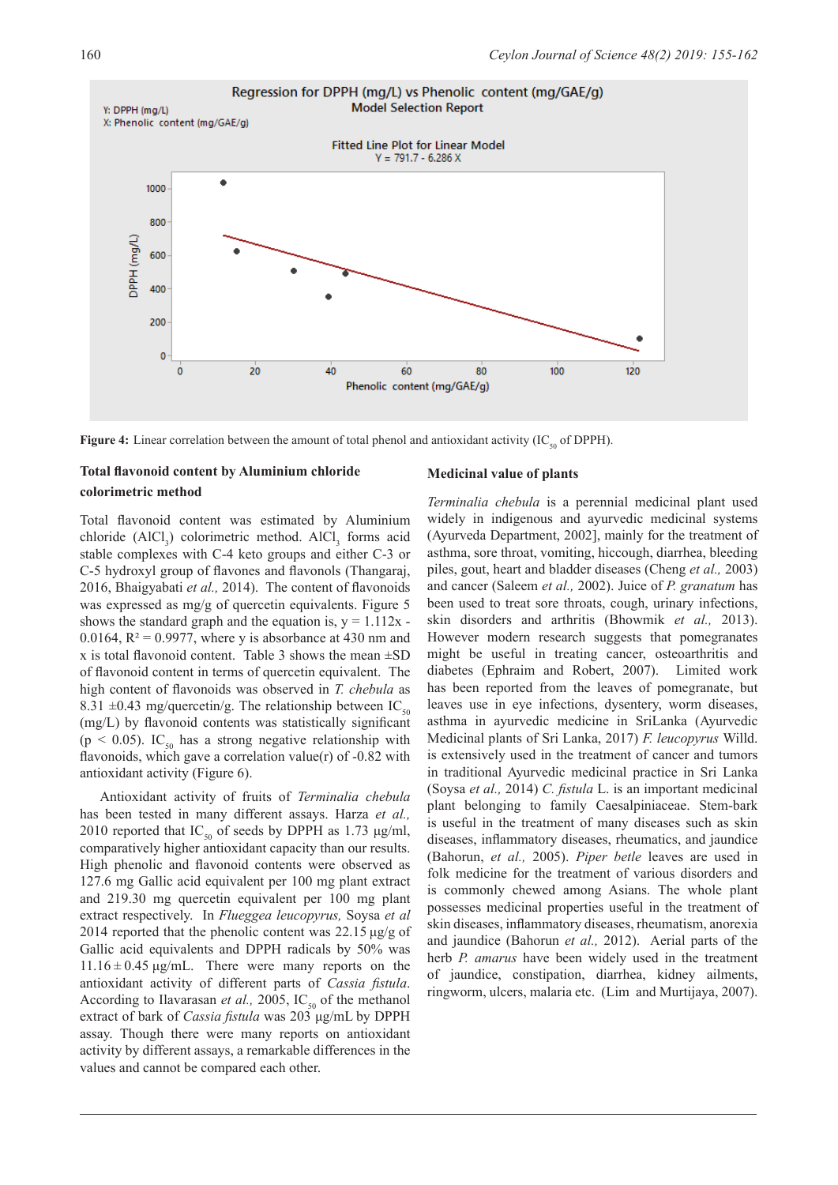Figure 4: Linear correlation between the amount of total phenol and antioxidant activity ($IC_{50}$ of DPPH).

### Total flavonoid content by Aluminium chloride colorimetric method

Total flavonoid content was estimated by Aluminium chloride ($AlCl_3$) colorimetric method. $AlCl_3$ forms acid stable complexes with C-4 keto groups and either C-3 or C-5 hydroxyl group of flavones and flavonols (Thangaraj, 2016, Bhaigyabati *et al.,* 2014). The content of flavonoids was expressed as mg/g of quercetin equivalents. Figure 5 shows the standard graph and the equation is, $y = 1.112x - 0.0164$, $R^2 = 0.9977$, where y is absorbance at 430 nm and x is total flavonoid content. Table 3 shows the mean ±SD of flavonoid content in terms of quercetin equivalent. The high content of flavonoids was observed in *T. chebula* as 8.31 ±0.43 mg/quercetin/g. The relationship between $IC_{50}$ (mg/L) by flavonoid contents was statistically significant ($p < 0.05$). $IC_{50}$ has a strong negative relationship with flavonoids, which gave a correlation value(r) of -0.82 with antioxidant activity (Figure 6).

Antioxidant activity of fruits of *Terminalia chebula* has been tested in many different assays. Harza *et al.,* 2010 reported that $IC_{50}$ of seeds by DPPH as 1.73 µg/ml, comparatively higher antioxidant capacity than our results. High phenolic and flavonoid contents were observed as 127.6 mg Gallic acid equivalent per 100 mg plant extract and 219.30 mg quercetin equivalent per 100 mg plant extract respectively. In *Flueggea leucopyrus,* Soysa *et al* 2014 reported that the phenolic content was 22.15 µg/g of Gallic acid equivalents and DPPH radicals by 50% was 11.16 ± 0.45 µg/mL. There were many reports on the antioxidant activity of different parts of *Cassia fistula*. According to Ilavarasan *et al.,* 2005, $IC_{50}$ of the methanol extract of bark of *Cassia fistula* was 203 µg/mL by DPPH assay. Though there were many reports on antioxidant activity by different assays, a remarkable differences in the values and cannot be compared each other.

### Medicinal value of plants

*Terminalia chebula* is a perennial medicinal plant used widely in indigenous and ayurvedic medicinal systems (Ayurveda Department, 2002], mainly for the treatment of asthma, sore throat, vomiting, hiccough, diarrhea, bleeding piles, gout, heart and bladder diseases (Cheng *et al.,* 2003) and cancer (Saleem *et al.,* 2002). Juice of *P. granatum* has been used to treat sore throats, cough, urinary infections, skin disorders and arthritis (Bhowmik *et al.,* 2013). However modern research suggests that pomegranates might be useful in treating cancer, osteoarthritis and diabetes (Ephraim and Robert, 2007). Limited work has been reported from the leaves of pomegranate, but leaves use in eye infections, dysentery, worm diseases, asthma in ayurvedic medicine in SriLanka (Ayurvedic Medicinal plants of Sri Lanka, 2017) *F. leucopyrus* Willd. is extensively used in the treatment of cancer and tumors in traditional Ayurvedic medicinal practice in Sri Lanka (Soysa *et al.,* 2014) *C. fistula* L. is an important medicinal plant belonging to family Caesalpiniaceae. Stem-bark is useful in the treatment of many diseases such as skin diseases, inflammatory diseases, rheumatics, and jaundice (Bahorun, *et al.,* 2005). *Piper betle* leaves are used in folk medicine for the treatment of various disorders and is commonly chewed among Asians. The whole plant possesses medicinal properties useful in the treatment of skin diseases, inflammatory diseases, rheumatism, anorexia and jaundice (Bahorun *et al.,* 2012). Aerial parts of the herb *P. amarus* have been widely used in the treatment of jaundice, constipation, diarrhea, kidney ailments, ringworm, ulcers, malaria etc. (Lim and Murtijaya, 2007).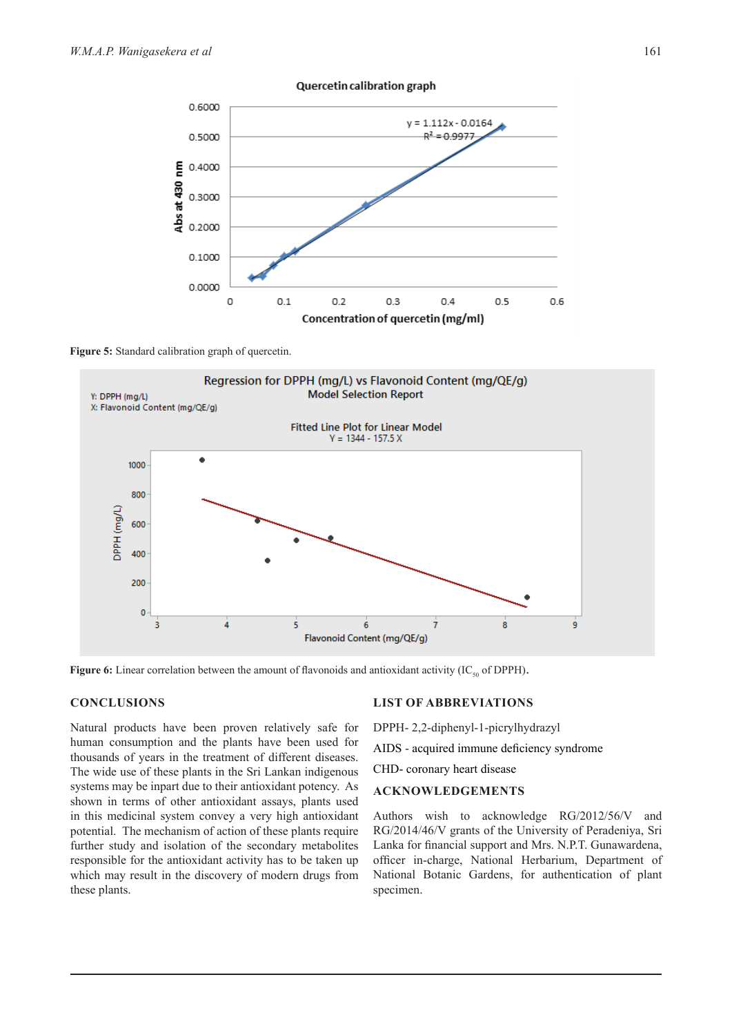**Figure 5:** Standard calibration graph of quercetin.

**Figure 6:** Linear correlation between the amount of flavonoids and antioxidant activity ($IC_{50}$ of DPPH).

## CONCLUSIONS

Natural products have been proven relatively safe for human consumption and the plants have been used for thousands of years in the treatment of different diseases. The wide use of these plants in the Sri Lankan indigenous systems may be inpart due to their antioxidant potency. As shown in terms of other antioxidant assays, plants used in this medicinal system convey a very high antioxidant potential. The mechanism of action of these plants require further study and isolation of the secondary metabolites responsible for the antioxidant activity has to be taken up which may result in the discovery of modern drugs from these plants.

## LIST OF ABBREVIATIONS

DPPH- 2,2-diphenyl-1-picrylhydrazyl

AIDS - acquired immune deficiency syndrome

CHD- coronary heart disease

## ACKNOWLEDGEMENTS

Authors wish to acknowledge RG/2012/56/V and RG/2014/46/V grants of the University of Peradeniya, Sri Lanka for financial support and Mrs. N.P.T. Gunawardena, officer in-charge, National Herbarium, Department of National Botanic Gardens, for authentication of plant specimen.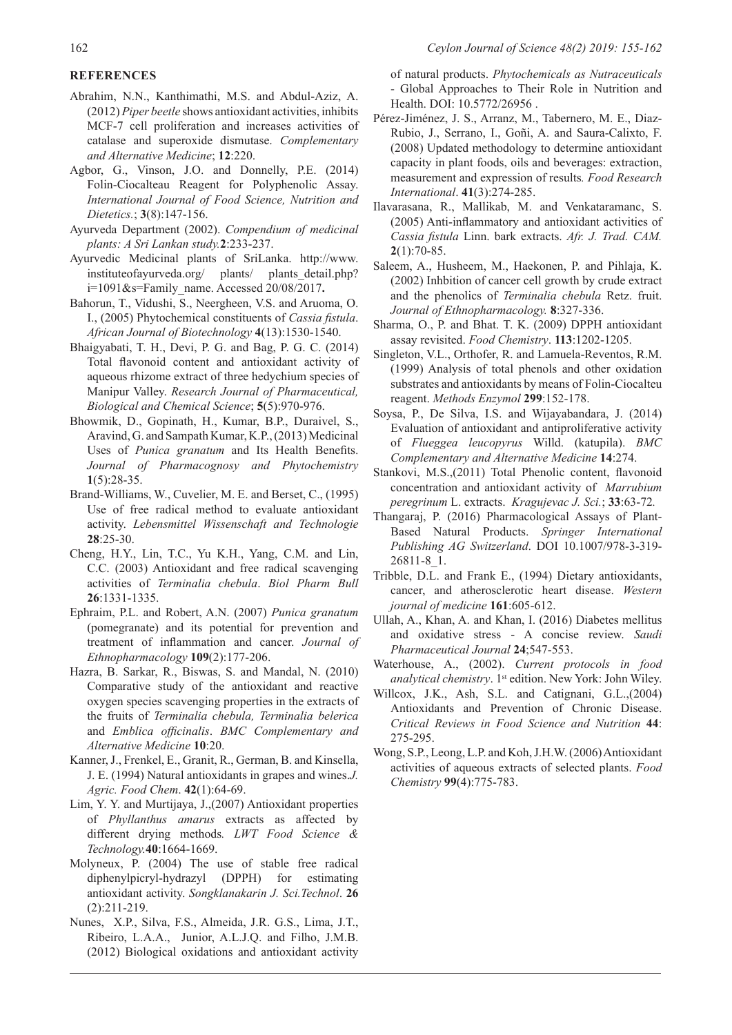## REFERENCES

Abrahim, N.N., Kanthimathi, M.S. and Abdul-Aziz, A. (2012) *Piper beetle* shows antioxidant activities, inhibits MCF-7 cell proliferation and increases activities of catalase and superoxide dismutase. *Complementary and Alternative Medicine*; **12**:220.

Agbor, G., Vinson, J.O. and Donnelly, P.E. (2014) Folin-Ciocalteau Reagent for Polyphenolic Assay. *International Journal of Food Science, Nutrition and Dietetics.*; **3**(8):147-156.

Ayurveda Department (2002). *Compendium of medicinal plants: A Sri Lankan study.***2**:233-237.

Ayurvedic Medicinal plants of SriLanka. http://www.instituteofayurveda.org/ plants/ plants_detail.php?i=1091&s=Family_name. Accessed 20/08/2017**.**

Bahorun, T., Vidushi, S., Neergheen, V.S. and Aruoma, O. I., (2005) Phytochemical constituents of *Cassia fistula*. *African Journal of Biotechnology* **4**(13):1530-1540.

Bhaigyabati, T. H., Devi, P. G. and Bag, P. G. C. (2014) Total flavonoid content and antioxidant activity of aqueous rhizome extract of three hedychium species of Manipur Valley. *Research Journal of Pharmaceutical, Biological and Chemical Science*; **5**(5):970-976.

Bhowmik, D., Gopinath, H., Kumar, B.P., Duraivel, S., Aravind, G. and Sampath Kumar, K.P., (2013) Medicinal Uses of *Punica granatum* and Its Health Benefits. *Journal of Pharmacognosy and Phytochemistry* **1**(5):28-35.

Brand-Williams, W., Cuvelier, M. E. and Berset, C., (1995) Use of free radical method to evaluate antioxidant activity. *Lebensmittel Wissenschaft and Technologie* **28**:25-30.

Cheng, H.Y., Lin, T.C., Yu K.H., Yang, C.M. and Lin, C.C. (2003) Antioxidant and free radical scavenging activities of *Terminalia chebula*. *Biol Pharm Bull* **26**:1331-1335.

Ephraim, P.L. and Robert, A.N. (2007) *Punica granatum* (pomegranate) and its potential for prevention and treatment of inflammation and cancer. *Journal of Ethnopharmacology* **109**(2):177-206.

Hazra, B. Sarkar, R., Biswas, S. and Mandal, N. (2010) Comparative study of the antioxidant and reactive oxygen species scavenging properties in the extracts of the fruits of *Terminalia chebula, Terminalia belerica* and *Emblica officinalis*. *BMC Complementary and Alternative Medicine* **10**:20.

Kanner, J., Frenkel, E., Granit, R., German, B. and Kinsella, J. E. (1994) Natural antioxidants in grapes and wines.*J. Agric. Food Chem*. **42**(1):64-69.

Lim, Y. Y. and Murtijaya, J.,(2007) Antioxidant properties of *Phyllanthus amarus* extracts as affected by different drying methods*. LWT Food Science & Technology.***40**:1664-1669.

Molyneux, P. (2004) The use of stable free radical diphenylpicryl-hydrazyl (DPPH) for estimating antioxidant activity. *Songklanakarin J. Sci.Technol*. **26** (2):211-219.

Nunes, X.P., Silva, F.S., Almeida, J.R. G.S., Lima, J.T., Ribeiro, L.A.A., Junior, A.L.J.Q. and Filho, J.M.B. (2012) Biological oxidations and antioxidant activity of natural products. *Phytochemicals as Nutraceuticals* - Global Approaches to Their Role in Nutrition and Health. DOI: 10.5772/26956 .

Pérez-Jiménez, J. S., Arranz, M., Tabernero, M. E., Diaz-Rubio, J., Serrano, I., Goñi, A. and Saura-Calixto, F. (2008) Updated methodology to determine antioxidant capacity in plant foods, oils and beverages: extraction, measurement and expression of results*. Food Research International*. **41**(3):274-285.

Ilavarasana, R., Mallikab, M. and Venkataramanc, S. (2005) Anti-inflammatory and antioxidant activities of *Cassia fistula* Linn. bark extracts. *Afr. J. Trad. CAM.* **2**(1):70-85.

Saleem, A., Husheem, M., Haekonen, P. and Pihlaja, K. (2002) Inhbition of cancer cell growth by crude extract and the phenolics of *Terminalia chebula* Retz. fruit. *Journal of Ethnopharmacology.* **8**:327-336.

Sharma, O., P. and Bhat. T. K. (2009) DPPH antioxidant assay revisited. *Food Chemistry*. **113**:1202-1205.

Singleton, V.L., Orthofer, R. and Lamuela-Reventos, R.M. (1999) Analysis of total phenols and other oxidation substrates and antioxidants by means of Folin-Ciocalteu reagent. *Methods Enzymol* **299**:152-178.

Soysa, P., De Silva, I.S. and Wijayabandara, J. (2014) Evaluation of antioxidant and antiproliferative activity of *Flueggea leucopyrus* Willd. (katupila). *BMC Complementary and Alternative Medicine* **14**:274.

Stankovi, M.S.,(2011) Total Phenolic content, flavonoid concentration and antioxidant activity of *Marrubium peregrinum* L. extracts. *Kragujevac J. Sci.*; **33**:63-72*.*

Thangaraj, P. (2016) Pharmacological Assays of Plant-Based Natural Products. *Springer International Publishing AG Switzerland*. DOI 10.1007/978-3-319-26811-8_1.

Tribble, D.L. and Frank E., (1994) Dietary antioxidants, cancer, and atherosclerotic heart disease. *Western journal of medicine* **161**:605-612.

Ullah, A., Khan, A. and Khan, I. (2016) Diabetes mellitus and oxidative stress - A concise review. *Saudi Pharmaceutical Journal* **24**;547-553.

Waterhouse, A., (2002). *Current protocols in food analytical chemistry*. 1st edition. New York: John Wiley.

Willcox, J.K., Ash, S.L. and Catignani, G.L.,(2004) Antioxidants and Prevention of Chronic Disease. *Critical Reviews in Food Science and Nutrition* **44**: 275-295.

Wong, S.P., Leong, L.P. and Koh, J.H.W. (2006) Antioxidant activities of aqueous extracts of selected plants. *Food Chemistry* **99**(4):775-783.